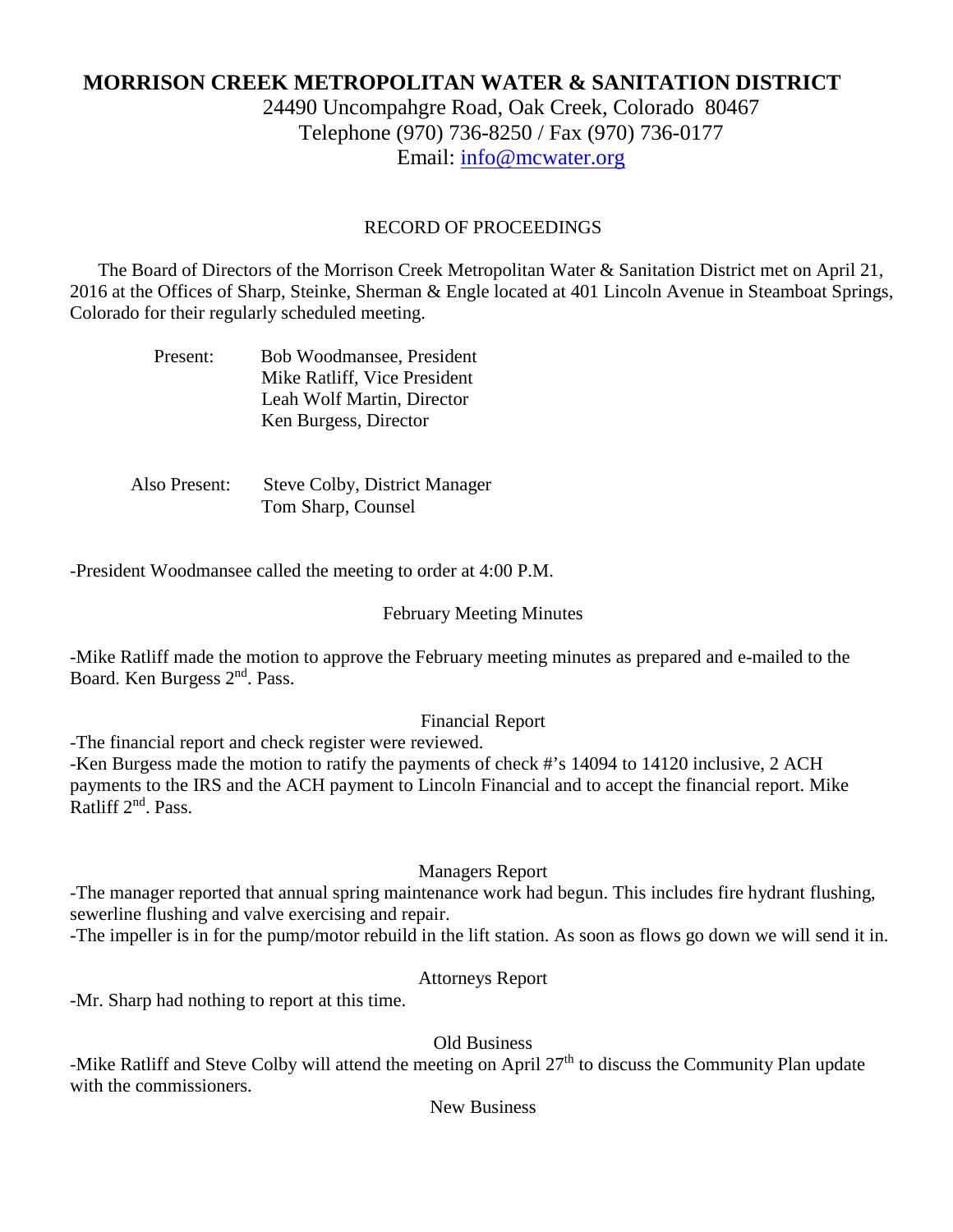# MORRISON CREEK METROPOLITAN WATER & SANITATION DISTRICT

24490 Uncompahgre Road, Oak Creek, Colorado 80467
Telephone (970) 736-8250 / Fax (970) 736-0177
Email: info@mcwater.org

RECORD OF PROCEEDINGS

The Board of Directors of the Morrison Creek Metropolitan Water & Sanitation District met on April 21, 2016 at the Offices of Sharp, Steinke, Sherman & Engle located at 401 Lincoln Avenue in Steamboat Springs, Colorado for their regularly scheduled meeting.

Present: Bob Woodmansee, President
Mike Ratliff, Vice President
Leah Wolf Martin, Director
Ken Burgess, Director

Also Present: Steve Colby, District Manager
Tom Sharp, Counsel

-President Woodmansee called the meeting to order at 4:00 P.M.

February Meeting Minutes

-Mike Ratliff made the motion to approve the February meeting minutes as prepared and e-mailed to the Board. Ken Burgess 2nd. Pass.

Financial Report

-The financial report and check register were reviewed.
-Ken Burgess made the motion to ratify the payments of check #'s 14094 to 14120 inclusive, 2 ACH payments to the IRS and the ACH payment to Lincoln Financial and to accept the financial report. Mike Ratliff 2nd. Pass.

Managers Report

-The manager reported that annual spring maintenance work had begun. This includes fire hydrant flushing, sewerline flushing and valve exercising and repair.
-The impeller is in for the pump/motor rebuild in the lift station. As soon as flows go down we will send it in.

Attorneys Report

-Mr. Sharp had nothing to report at this time.

Old Business

-Mike Ratliff and Steve Colby will attend the meeting on April 27th to discuss the Community Plan update with the commissioners.

New Business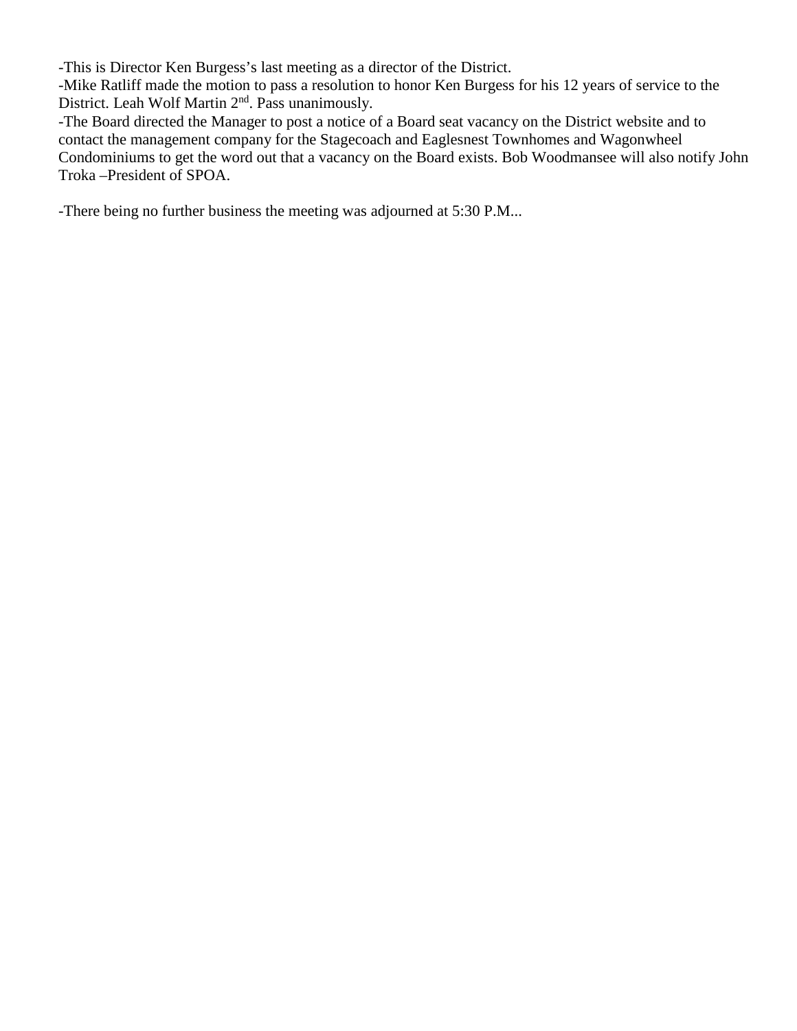-This is Director Ken Burgess's last meeting as a director of the District.
-Mike Ratliff made the motion to pass a resolution to honor Ken Burgess for his 12 years of service to the District. Leah Wolf Martin 2nd. Pass unanimously.
-The Board directed the Manager to post a notice of a Board seat vacancy on the District website and to contact the management company for the Stagecoach and Eaglesnest Townhomes and Wagonwheel Condominiums to get the word out that a vacancy on the Board exists. Bob Woodmansee will also notify John Troka –President of SPOA.

-There being no further business the meeting was adjourned at 5:30 P.M...